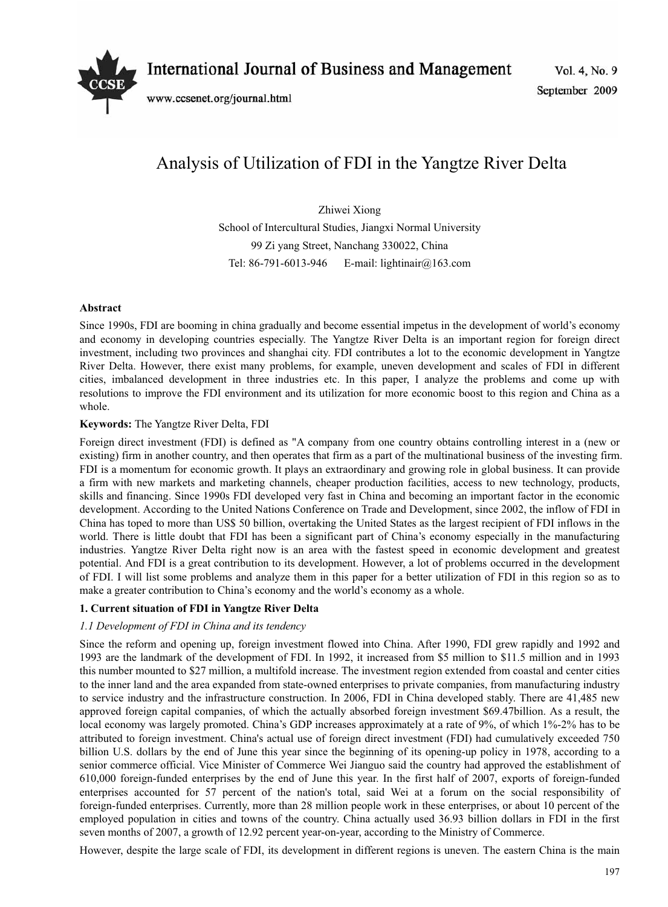# Analysis of Utilization of FDI in the Yangtze River Delta

Zhiwei Xiong

School of Intercultural Studies, Jiangxi Normal University

99 Zi yang Street, Nanchang 330022, China

Tel: 86-791-6013-946 E-mail: lightinair@163.com

**Abstract**

Since 1990s, FDI are booming in china gradually and become essential impetus in the development of world's economy and economy in developing countries especially. The Yangtze River Delta is an important region for foreign direct investment, including two provinces and shanghai city. FDI contributes a lot to the economic development in Yangtze River Delta. However, there exist many problems, for example, uneven development and scales of FDI in different cities, imbalanced development in three industries etc. In this paper, I analyze the problems and come up with resolutions to improve the FDI environment and its utilization for more economic boost to this region and China as a whole.

**Keywords:** The Yangtze River Delta, FDI

Foreign direct investment (FDI) is defined as "A company from one country obtains controlling interest in a (new or existing) firm in another country, and then operates that firm as a part of the multinational business of the investing firm. FDI is a momentum for economic growth. It plays an extraordinary and growing role in global business. It can provide a firm with new markets and marketing channels, cheaper production facilities, access to new technology, products, skills and financing. Since 1990s FDI developed very fast in China and becoming an important factor in the economic development. According to the United Nations Conference on Trade and Development, since 2002, the inflow of FDI in China has toped to more than US$ 50 billion, overtaking the United States as the largest recipient of FDI inflows in the world. There is little doubt that FDI has been a significant part of China's economy especially in the manufacturing industries. Yangtze River Delta right now is an area with the fastest speed in economic development and greatest potential. And FDI is a great contribution to its development. However, a lot of problems occurred in the development of FDI. I will list some problems and analyze them in this paper for a better utilization of FDI in this region so as to make a greater contribution to China's economy and the world's economy as a whole.

## 1. Current situation of FDI in Yangtze River Delta

### *1.1 Development of FDI in China and its tendency*

Since the reform and opening up, foreign investment flowed into China. After 1990, FDI grew rapidly and 1992 and 1993 are the landmark of the development of FDI. In 1992, it increased from $5 million to $11.5 million and in 1993 this number mounted to $27 million, a multifold increase. The investment region extended from coastal and center cities to the inner land and the area expanded from state-owned enterprises to private companies, from manufacturing industry to service industry and the infrastructure construction. In 2006, FDI in China developed stably. There are 41,485 new approved foreign capital companies, of which the actually absorbed foreign investment $69.47billion. As a result, the local economy was largely promoted. China's GDP increases approximately at a rate of 9%, of which 1%-2% has to be attributed to foreign investment. China's actual use of foreign direct investment (FDI) had cumulatively exceeded 750 billion U.S. dollars by the end of June this year since the beginning of its opening-up policy in 1978, according to a senior commerce official. Vice Minister of Commerce Wei Jianguo said the country had approved the establishment of 610,000 foreign-funded enterprises by the end of June this year. In the first half of 2007, exports of foreign-funded enterprises accounted for 57 percent of the nation's total, said Wei at a forum on the social responsibility of foreign-funded enterprises. Currently, more than 28 million people work in these enterprises, or about 10 percent of the employed population in cities and towns of the country. China actually used 36.93 billion dollars in FDI in the first seven months of 2007, a growth of 12.92 percent year-on-year, according to the Ministry of Commerce.

However, despite the large scale of FDI, its development in different regions is uneven. The eastern China is the main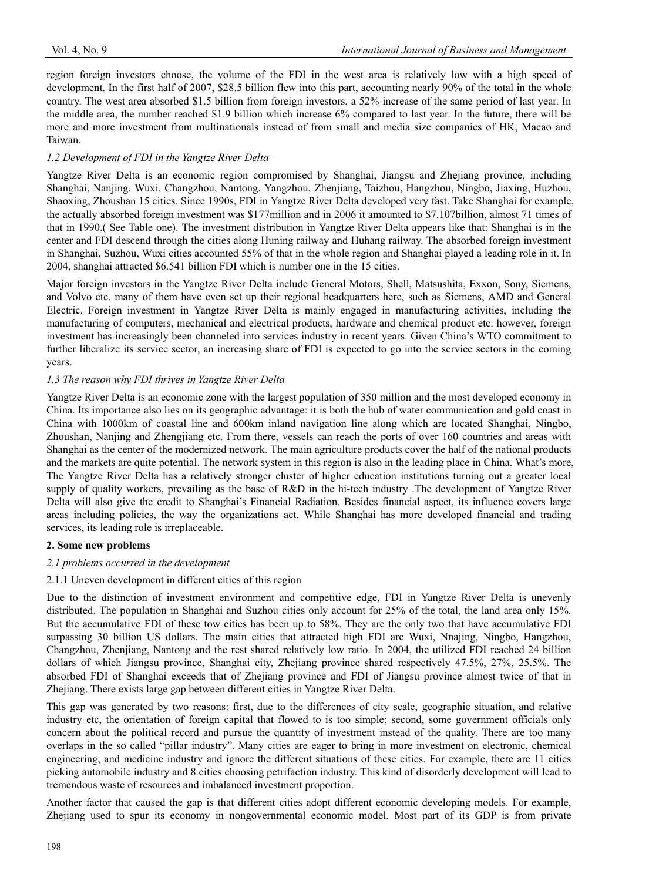region foreign investors choose, the volume of the FDI in the west area is relatively low with a high speed of development. In the first half of 2007, $28.5 billion flew into this part, accounting nearly 90% of the total in the whole country. The west area absorbed $1.5 billion from foreign investors, a 52% increase of the same period of last year. In the middle area, the number reached $1.9 billion which increase 6% compared to last year. In the future, there will be more and more investment from multinationals instead of from small and media size companies of HK, Macao and Taiwan.

### *1.2 Development of FDI in the Yangtze River Delta*

Yangtze River Delta is an economic region compromised by Shanghai, Jiangsu and Zhejiang province, including Shanghai, Nanjing, Wuxi, Changzhou, Nantong, Yangzhou, Zhenjiang, Taizhou, Hangzhou, Ningbo, Jiaxing, Huzhou, Shaoxing, Zhoushan 15 cities. Since 1990s, FDI in Yangtze River Delta developed very fast. Take Shanghai for example, the actually absorbed foreign investment was $177million and in 2006 it amounted to $7.107billion, almost 71 times of that in 1990.( See Table one). The investment distribution in Yangtze River Delta appears like that: Shanghai is in the center and FDI descend through the cities along Huning railway and Huhang railway. The absorbed foreign investment in Shanghai, Suzhou, Wuxi cities accounted 55% of that in the whole region and Shanghai played a leading role in it. In 2004, shanghai attracted $6.541 billion FDI which is number one in the 15 cities.

Major foreign investors in the Yangtze River Delta include General Motors, Shell, Matsushita, Exxon, Sony, Siemens, and Volvo etc. many of them have even set up their regional headquarters here, such as Siemens, AMD and General Electric. Foreign investment in Yangtze River Delta is mainly engaged in manufacturing activities, including the manufacturing of computers, mechanical and electrical products, hardware and chemical product etc. however, foreign investment has increasingly been channeled into services industry in recent years. Given China's WTO commitment to further liberalize its service sector, an increasing share of FDI is expected to go into the service sectors in the coming years.

### *1.3 The reason why FDI thrives in Yangtze River Delta*

Yangtze River Delta is an economic zone with the largest population of 350 million and the most developed economy in China. Its importance also lies on its geographic advantage: it is both the hub of water communication and gold coast in China with 1000km of coastal line and 600km inland navigation line along which are located Shanghai, Ningbo, Zhoushan, Nanjing and Zhengjiang etc. From there, vessels can reach the ports of over 160 countries and areas with Shanghai as the center of the modernized network. The main agriculture products cover the half of the national products and the markets are quite potential. The network system in this region is also in the leading place in China. What's more, The Yangtze River Delta has a relatively stronger cluster of higher education institutions turning out a greater local supply of quality workers, prevailing as the base of R&D in the hi-tech industry .The development of Yangtze River Delta will also give the credit to Shanghai's Financial Radiation. Besides financial aspect, its influence covers large areas including policies, the way the organizations act. While Shanghai has more developed financial and trading services, its leading role is irreplaceable.

## **2. Some new problems**

### *2.1 problems occurred in the development*

#### 2.1.1 Uneven development in different cities of this region

Due to the distinction of investment environment and competitive edge, FDI in Yangtze River Delta is unevenly distributed. The population in Shanghai and Suzhou cities only account for 25% of the total, the land area only 15%. But the accumulative FDI of these tow cities has been up to 58%. They are the only two that have accumulative FDI surpassing 30 billion US dollars. The main cities that attracted high FDI are Wuxi, Nnajing, Ningbo, Hangzhou, Changzhou, Zhenjiang, Nantong and the rest shared relatively low ratio. In 2004, the utilized FDI reached 24 billion dollars of which Jiangsu province, Shanghai city, Zhejiang province shared respectively 47.5%, 27%, 25.5%. The absorbed FDI of Shanghai exceeds that of Zhejiang province and FDI of Jiangsu province almost twice of that in Zhejiang. There exists large gap between different cities in Yangtze River Delta.

This gap was generated by two reasons: first, due to the differences of city scale, geographic situation, and relative industry etc, the orientation of foreign capital that flowed to is too simple; second, some government officials only concern about the political record and pursue the quantity of investment instead of the quality. There are too many overlaps in the so called "pillar industry". Many cities are eager to bring in more investment on electronic, chemical engineering, and medicine industry and ignore the different situations of these cities. For example, there are 11 cities picking automobile industry and 8 cities choosing petrifaction industry. This kind of disorderly development will lead to tremendous waste of resources and imbalanced investment proportion.

Another factor that caused the gap is that different cities adopt different economic developing models. For example, Zhejiang used to spur its economy in nongovernmental economic model. Most part of its GDP is from private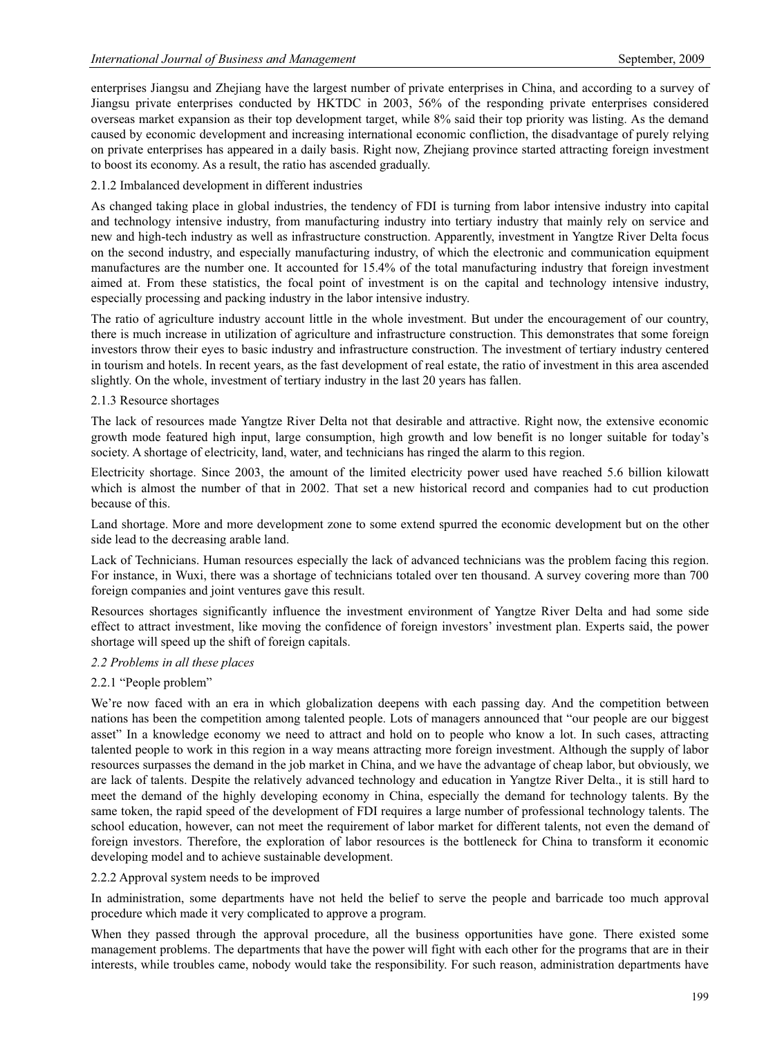enterprises Jiangsu and Zhejiang have the largest number of private enterprises in China, and according to a survey of Jiangsu private enterprises conducted by HKTDC in 2003, 56% of the responding private enterprises considered overseas market expansion as their top development target, while 8% said their top priority was listing. As the demand caused by economic development and increasing international economic confliction, the disadvantage of purely relying on private enterprises has appeared in a daily basis. Right now, Zhejiang province started attracting foreign investment to boost its economy. As a result, the ratio has ascended gradually.

#### 2.1.2 Imbalanced development in different industries

As changed taking place in global industries, the tendency of FDI is turning from labor intensive industry into capital and technology intensive industry, from manufacturing industry into tertiary industry that mainly rely on service and new and high-tech industry as well as infrastructure construction. Apparently, investment in Yangtze River Delta focus on the second industry, and especially manufacturing industry, of which the electronic and communication equipment manufactures are the number one. It accounted for 15.4% of the total manufacturing industry that foreign investment aimed at. From these statistics, the focal point of investment is on the capital and technology intensive industry, especially processing and packing industry in the labor intensive industry.

The ratio of agriculture industry account little in the whole investment. But under the encouragement of our country, there is much increase in utilization of agriculture and infrastructure construction. This demonstrates that some foreign investors throw their eyes to basic industry and infrastructure construction. The investment of tertiary industry centered in tourism and hotels. In recent years, as the fast development of real estate, the ratio of investment in this area ascended slightly. On the whole, investment of tertiary industry in the last 20 years has fallen.

#### 2.1.3 Resource shortages

The lack of resources made Yangtze River Delta not that desirable and attractive. Right now, the extensive economic growth mode featured high input, large consumption, high growth and low benefit is no longer suitable for today's society. A shortage of electricity, land, water, and technicians has ringed the alarm to this region.

Electricity shortage. Since 2003, the amount of the limited electricity power used have reached 5.6 billion kilowatt which is almost the number of that in 2002. That set a new historical record and companies had to cut production because of this.

Land shortage. More and more development zone to some extend spurred the economic development but on the other side lead to the decreasing arable land.

Lack of Technicians. Human resources especially the lack of advanced technicians was the problem facing this region. For instance, in Wuxi, there was a shortage of technicians totaled over ten thousand. A survey covering more than 700 foreign companies and joint ventures gave this result.

Resources shortages significantly influence the investment environment of Yangtze River Delta and had some side effect to attract investment, like moving the confidence of foreign investors' investment plan. Experts said, the power shortage will speed up the shift of foreign capitals.

### *2.2 Problems in all these places*

#### 2.2.1 "People problem"

We're now faced with an era in which globalization deepens with each passing day. And the competition between nations has been the competition among talented people. Lots of managers announced that "our people are our biggest asset" In a knowledge economy we need to attract and hold on to people who know a lot. In such cases, attracting talented people to work in this region in a way means attracting more foreign investment. Although the supply of labor resources surpasses the demand in the job market in China, and we have the advantage of cheap labor, but obviously, we are lack of talents. Despite the relatively advanced technology and education in Yangtze River Delta., it is still hard to meet the demand of the highly developing economy in China, especially the demand for technology talents. By the same token, the rapid speed of the development of FDI requires a large number of professional technology talents. The school education, however, can not meet the requirement of labor market for different talents, not even the demand of foreign investors. Therefore, the exploration of labor resources is the bottleneck for China to transform it economic developing model and to achieve sustainable development.

#### 2.2.2 Approval system needs to be improved

In administration, some departments have not held the belief to serve the people and barricade too much approval procedure which made it very complicated to approve a program.

When they passed through the approval procedure, all the business opportunities have gone. There existed some management problems. The departments that have the power will fight with each other for the programs that are in their interests, while troubles came, nobody would take the responsibility. For such reason, administration departments have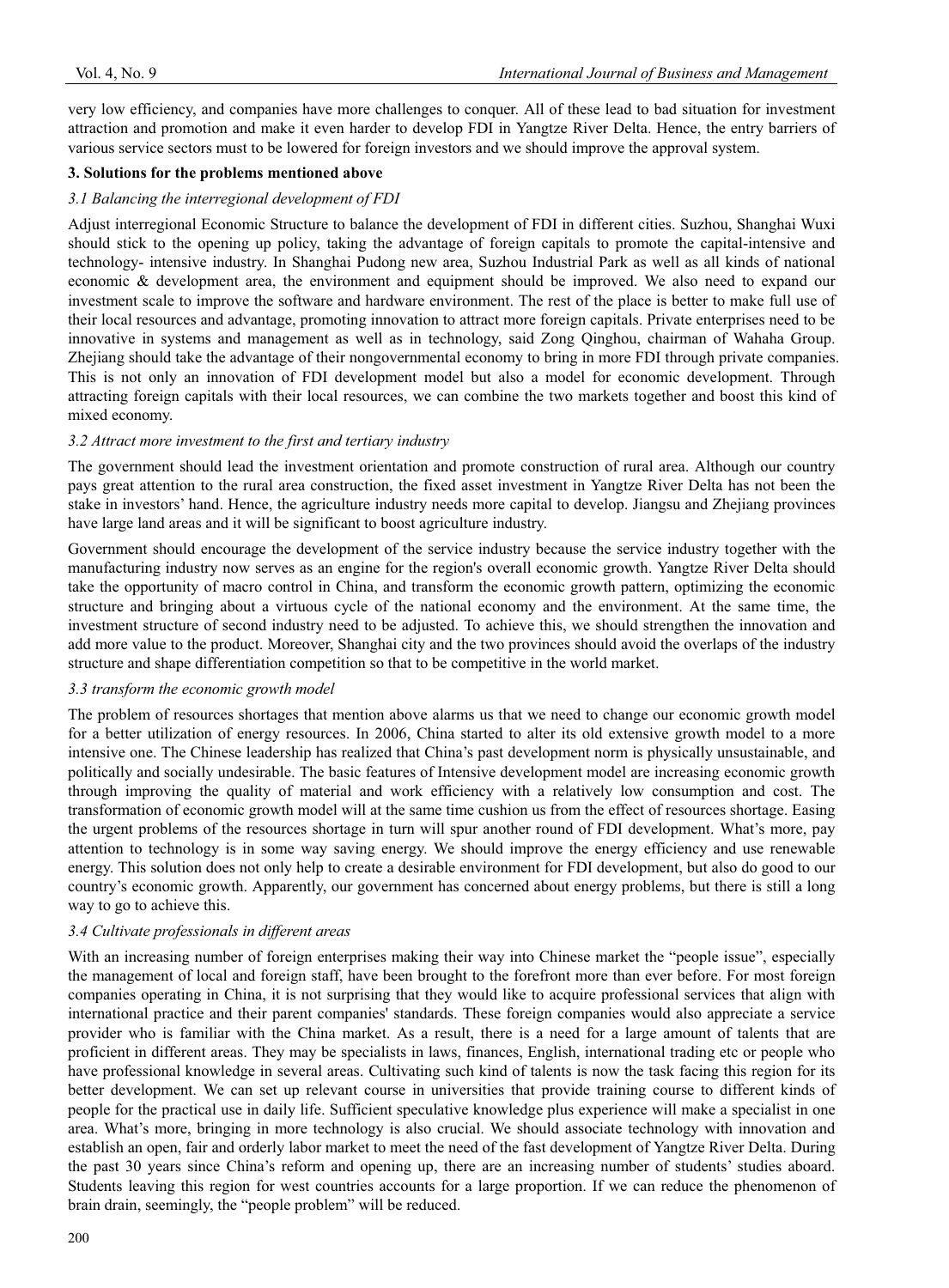very low efficiency, and companies have more challenges to conquer. All of these lead to bad situation for investment attraction and promotion and make it even harder to develop FDI in Yangtze River Delta. Hence, the entry barriers of various service sectors must to be lowered for foreign investors and we should improve the approval system.

## 3. Solutions for the problems mentioned above

### *3.1 Balancing the interregional development of FDI*

Adjust interregional Economic Structure to balance the development of FDI in different cities. Suzhou, Shanghai Wuxi should stick to the opening up policy, taking the advantage of foreign capitals to promote the capital-intensive and technology- intensive industry. In Shanghai Pudong new area, Suzhou Industrial Park as well as all kinds of national economic & development area, the environment and equipment should be improved. We also need to expand our investment scale to improve the software and hardware environment. The rest of the place is better to make full use of their local resources and advantage, promoting innovation to attract more foreign capitals. Private enterprises need to be innovative in systems and management as well as in technology, said Zong Qinghou, chairman of Wahaha Group. Zhejiang should take the advantage of their nongovernmental economy to bring in more FDI through private companies. This is not only an innovation of FDI development model but also a model for economic development. Through attracting foreign capitals with their local resources, we can combine the two markets together and boost this kind of mixed economy.

### *3.2 Attract more investment to the first and tertiary industry*

The government should lead the investment orientation and promote construction of rural area. Although our country pays great attention to the rural area construction, the fixed asset investment in Yangtze River Delta has not been the stake in investors' hand. Hence, the agriculture industry needs more capital to develop. Jiangsu and Zhejiang provinces have large land areas and it will be significant to boost agriculture industry.

Government should encourage the development of the service industry because the service industry together with the manufacturing industry now serves as an engine for the region's overall economic growth. Yangtze River Delta should take the opportunity of macro control in China, and transform the economic growth pattern, optimizing the economic structure and bringing about a virtuous cycle of the national economy and the environment. At the same time, the investment structure of second industry need to be adjusted. To achieve this, we should strengthen the innovation and add more value to the product. Moreover, Shanghai city and the two provinces should avoid the overlaps of the industry structure and shape differentiation competition so that to be competitive in the world market.

### *3.3 transform the economic growth model*

The problem of resources shortages that mention above alarms us that we need to change our economic growth model for a better utilization of energy resources. In 2006, China started to alter its old extensive growth model to a more intensive one. The Chinese leadership has realized that China's past development norm is physically unsustainable, and politically and socially undesirable. The basic features of Intensive development model are increasing economic growth through improving the quality of material and work efficiency with a relatively low consumption and cost. The transformation of economic growth model will at the same time cushion us from the effect of resources shortage. Easing the urgent problems of the resources shortage in turn will spur another round of FDI development. What's more, pay attention to technology is in some way saving energy. We should improve the energy efficiency and use renewable energy. This solution does not only help to create a desirable environment for FDI development, but also do good to our country's economic growth. Apparently, our government has concerned about energy problems, but there is still a long way to go to achieve this.

### *3.4 Cultivate professionals in different areas*

With an increasing number of foreign enterprises making their way into Chinese market the "people issue", especially the management of local and foreign staff, have been brought to the forefront more than ever before. For most foreign companies operating in China, it is not surprising that they would like to acquire professional services that align with international practice and their parent companies' standards. These foreign companies would also appreciate a service provider who is familiar with the China market. As a result, there is a need for a large amount of talents that are proficient in different areas. They may be specialists in laws, finances, English, international trading etc or people who have professional knowledge in several areas. Cultivating such kind of talents is now the task facing this region for its better development. We can set up relevant course in universities that provide training course to different kinds of people for the practical use in daily life. Sufficient speculative knowledge plus experience will make a specialist in one area. What's more, bringing in more technology is also crucial. We should associate technology with innovation and establish an open, fair and orderly labor market to meet the need of the fast development of Yangtze River Delta. During the past 30 years since China's reform and opening up, there are an increasing number of students' studies aboard. Students leaving this region for west countries accounts for a large proportion. If we can reduce the phenomenon of brain drain, seemingly, the "people problem" will be reduced.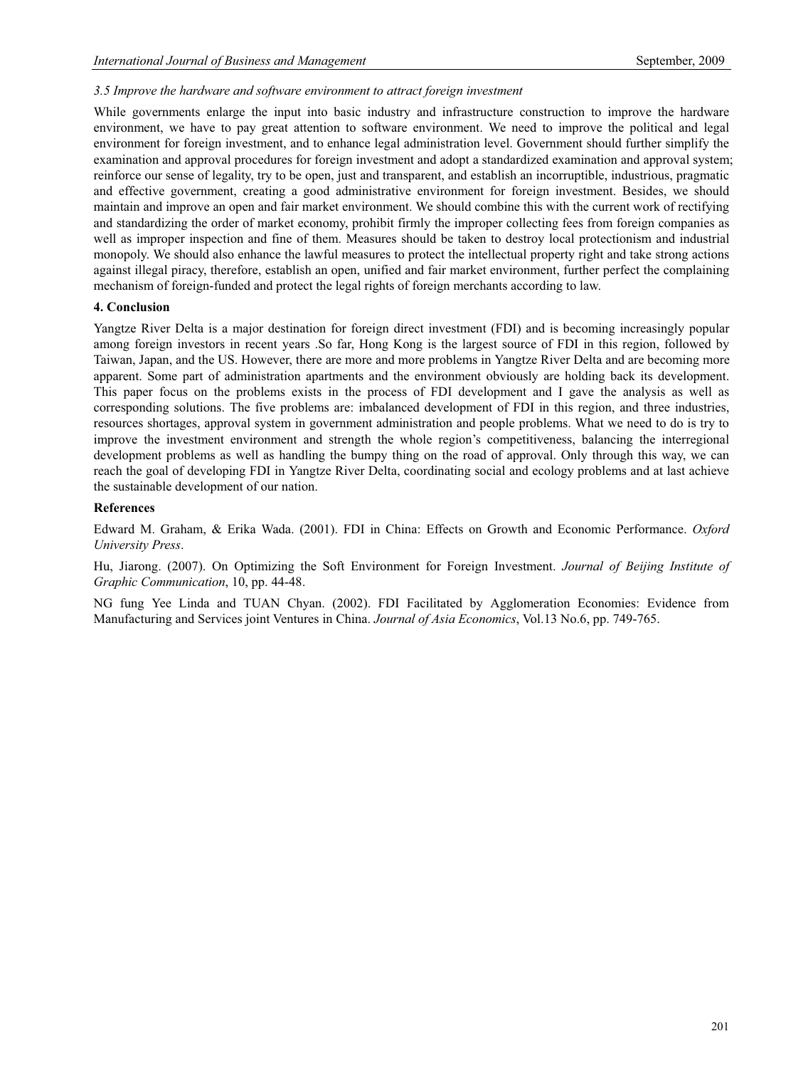### *3.5 Improve the hardware and software environment to attract foreign investment*

While governments enlarge the input into basic industry and infrastructure construction to improve the hardware environment, we have to pay great attention to software environment. We need to improve the political and legal environment for foreign investment, and to enhance legal administration level. Government should further simplify the examination and approval procedures for foreign investment and adopt a standardized examination and approval system; reinforce our sense of legality, try to be open, just and transparent, and establish an incorruptible, industrious, pragmatic and effective government, creating a good administrative environment for foreign investment. Besides, we should maintain and improve an open and fair market environment. We should combine this with the current work of rectifying and standardizing the order of market economy, prohibit firmly the improper collecting fees from foreign companies as well as improper inspection and fine of them. Measures should be taken to destroy local protectionism and industrial monopoly. We should also enhance the lawful measures to protect the intellectual property right and take strong actions against illegal piracy, therefore, establish an open, unified and fair market environment, further perfect the complaining mechanism of foreign-funded and protect the legal rights of foreign merchants according to law.

## 4. Conclusion

Yangtze River Delta is a major destination for foreign direct investment (FDI) and is becoming increasingly popular among foreign investors in recent years .So far, Hong Kong is the largest source of FDI in this region, followed by Taiwan, Japan, and the US. However, there are more and more problems in Yangtze River Delta and are becoming more apparent. Some part of administration apartments and the environment obviously are holding back its development. This paper focus on the problems exists in the process of FDI development and I gave the analysis as well as corresponding solutions. The five problems are: imbalanced development of FDI in this region, and three industries, resources shortages, approval system in government administration and people problems. What we need to do is try to improve the investment environment and strength the whole region's competitiveness, balancing the interregional development problems as well as handling the bumpy thing on the road of approval. Only through this way, we can reach the goal of developing FDI in Yangtze River Delta, coordinating social and ecology problems and at last achieve the sustainable development of our nation.

## References

Edward M. Graham, & Erika Wada. (2001). FDI in China: Effects on Growth and Economic Performance. *Oxford University Press*.

Hu, Jiarong. (2007). On Optimizing the Soft Environment for Foreign Investment. *Journal of Beijing Institute of Graphic Communication*, 10, pp. 44-48.

NG fung Yee Linda and TUAN Chyan. (2002). FDI Facilitated by Agglomeration Economies: Evidence from Manufacturing and Services joint Ventures in China. *Journal of Asia Economics*, Vol.13 No.6, pp. 749-765.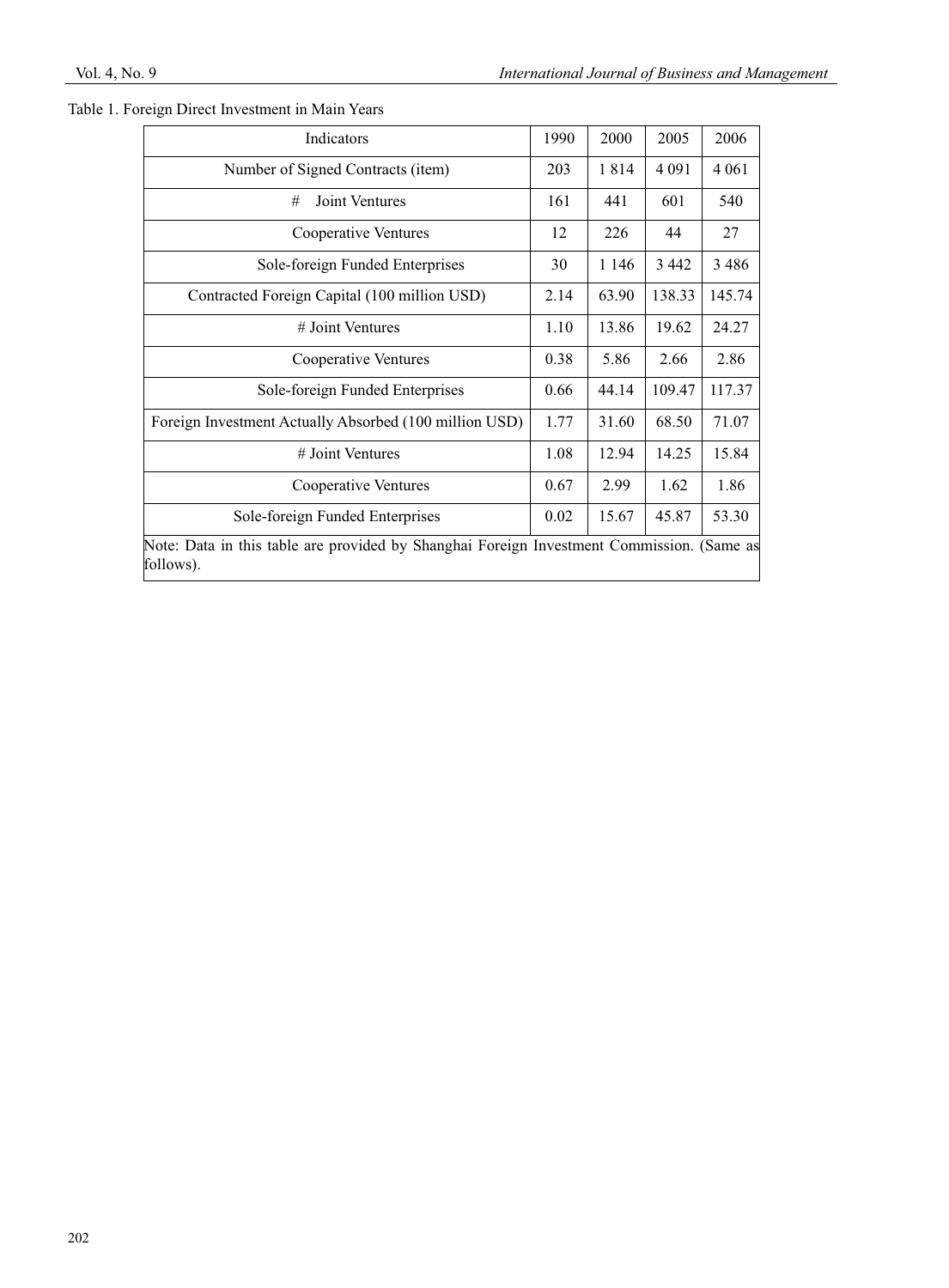Table 1. Foreign Direct Investment in Main Years

| Indicators | 1990 | 2000 | 2005 | 2006 |
|---|---|---|---|---|
| Number of Signed Contracts (item) | 203 | 1 814 | 4 091 | 4 061 |
| # Joint Ventures | 161 | 441 | 601 | 540 |
| Cooperative Ventures | 12 | 226 | 44 | 27 |
| Sole-foreign Funded Enterprises | 30 | 1 146 | 3 442 | 3 486 |
| Contracted Foreign Capital (100 million USD) | 2.14 | 63.90 | 138.33 | 145.74 |
| # Joint Ventures | 1.10 | 13.86 | 19.62 | 24.27 |
| Cooperative Ventures | 0.38 | 5.86 | 2.66 | 2.86 |
| Sole-foreign Funded Enterprises | 0.66 | 44.14 | 109.47 | 117.37 |
| Foreign Investment Actually Absorbed (100 million USD) | 1.77 | 31.60 | 68.50 | 71.07 |
| # Joint Ventures | 1.08 | 12.94 | 14.25 | 15.84 |
| Cooperative Ventures | 0.67 | 2.99 | 1.62 | 1.86 |
| Sole-foreign Funded Enterprises | 0.02 | 15.67 | 45.87 | 53.30 |

Note: Data in this table are provided by Shanghai Foreign Investment Commission. (Same as follows).